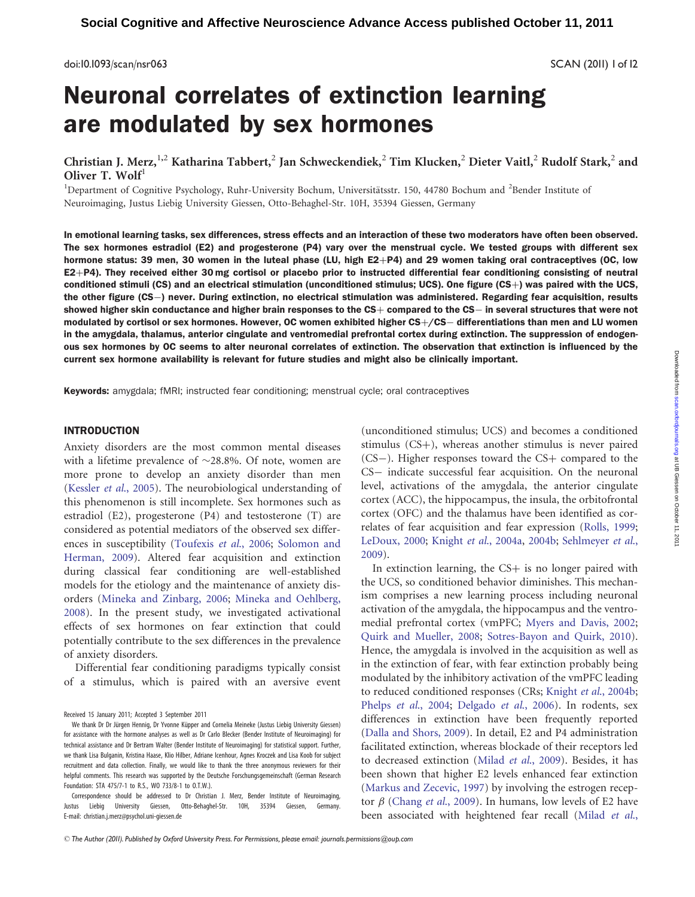# Neuronal correlates of extinction learning are modulated by sex hormones

Christian J. Merz,[1,2] Katharina Tabbert,[2] Jan Schweckendiek,[2] Tim Klucken,[2] Dieter Vaitl,[2] Rudolf Stark,[2] and Oliver T. Wolf[1]

[1]Department of Cognitive Psychology, Ruhr-University Bochum, Universitätsstr. 150, 44780 Bochum and [2]Bender Institute of Neuroimaging, Justus Liebig University Giessen, Otto-Behaghel-Str. 10H, 35394 Giessen, Germany

**In emotional learning tasks, sex differences, stress effects and an interaction of these two moderators have often been observed. The sex hormones estradiol (E2) and progesterone (P4) vary over the menstrual cycle. We tested groups with different sex hormone status: 39 men, 30 women in the luteal phase (LU, high E2+P4) and 29 women taking oral contraceptives (OC, low E2+P4). They received either 30 mg cortisol or placebo prior to instructed differential fear conditioning consisting of neutral conditioned stimuli (CS) and an electrical stimulation (unconditioned stimulus; UCS). One figure (CS+) was paired with the UCS, the other figure (CS−) never. During extinction, no electrical stimulation was administered. Regarding fear acquisition, results showed higher skin conductance and higher brain responses to the CS+ compared to the CS− in several structures that were not modulated by cortisol or sex hormones. However, OC women exhibited higher CS+/CS− differentiations than men and LU women in the amygdala, thalamus, anterior cingulate and ventromedial prefrontal cortex during extinction. The suppression of endogenous sex hormones by OC seems to alter neuronal correlates of extinction. The observation that extinction is influenced by the current sex hormone availability is relevant for future studies and might also be clinically important.**

**Keywords:** amygdala; fMRI; instructed fear conditioning; menstrual cycle; oral contraceptives

## INTRODUCTION

Anxiety disorders are the most common mental diseases with a lifetime prevalence of ~28.8%. Of note, women are more prone to develop an anxiety disorder than men (Kessler *et al.*, 2005). The neurobiological understanding of this phenomenon is still incomplete. Sex hormones such as estradiol (E2), progesterone (P4) and testosterone (T) are considered as potential mediators of the observed sex differences in susceptibility (Toufexis *et al.*, 2006; Solomon and Herman, 2009). Altered fear acquisition and extinction during classical fear conditioning are well-established models for the etiology and the maintenance of anxiety disorders (Mineka and Zinbarg, 2006; Mineka and Oehlberg, 2008). In the present study, we investigated activational effects of sex hormones on fear extinction that could potentially contribute to the sex differences in the prevalence of anxiety disorders.

Differential fear conditioning paradigms typically consist of a stimulus, which is paired with an aversive event (unconditioned stimulus; UCS) and becomes a conditioned stimulus (CS+), whereas another stimulus is never paired (CS−). Higher responses toward the CS+ compared to the CS− indicate successful fear acquisition. On the neuronal level, activations of the amygdala, the anterior cingulate cortex (ACC), the hippocampus, the insula, the orbitofrontal cortex (OFC) and the thalamus have been identified as correlates of fear acquisition and fear expression (Rolls, 1999; LeDoux, 2000; Knight *et al.*, 2004a, 2004b; Sehlmeyer *et al.*, 2009).

In extinction learning, the CS+ is no longer paired with the UCS, so conditioned behavior diminishes. This mechanism comprises a new learning process including neuronal activation of the amygdala, the hippocampus and the ventromedial prefrontal cortex (vmPFC; Myers and Davis, 2002; Quirk and Mueller, 2008; Sotres-Bayon and Quirk, 2010). Hence, the amygdala is involved in the acquisition as well as in the extinction of fear, with fear extinction probably being modulated by the inhibitory activation of the vmPFC leading to reduced conditioned responses (CRs; Knight *et al.*, 2004b; Phelps *et al.*, 2004; Delgado *et al.*, 2006). In rodents, sex differences in extinction have been frequently reported (Dalla and Shors, 2009). In detail, E2 and P4 administration facilitated extinction, whereas blockade of their receptors led to decreased extinction (Milad *et al.*, 2009). Besides, it has been shown that higher E2 levels enhanced fear extinction (Markus and Zecevic, 1997) by involving the estrogen receptor $\beta$ (Chang *et al.*, 2009). In humans, low levels of E2 have been associated with heightened fear recall (Milad *et al.*,

Received 15 January 2011; Accepted 3 September 2011

We thank Dr Dr Jürgen Hennig, Dr Yvonne Küpper and Cornelia Meineke (Justus Liebig University Giessen) for assistance with the hormone analyses as well as Dr Carlo Blecker (Bender Institute of Neuroimaging) for technical assistance and Dr Bertram Walter (Bender Institute of Neuroimaging) for statistical support. Further, we thank Lisa Bulganin, Kristina Haase, Klio Hilber, Adriane Icenhour, Agnes Kroczek and Lisa Koob for subject recruitment and data collection. Finally, we would like to thank the three anonymous reviewers for their helpful comments. This research was supported by the Deutsche Forschungsgemeinschaft (German Research Foundation: STA 475/7-1 to R.S., WO 733/8-1 to O.T.W.).

Correspondence should be addressed to Dr Christian J. Merz, Bender Institute of Neuroimaging, Justus Liebig University Giessen, Otto-Behaghel-Str. 10H, 35394 Giessen, Germany. E-mail: christian.j.merz@psychol.uni-giessen.de

© The Author (2011). Published by Oxford University Press. For Permissions, please email: journals.permissions@oup.com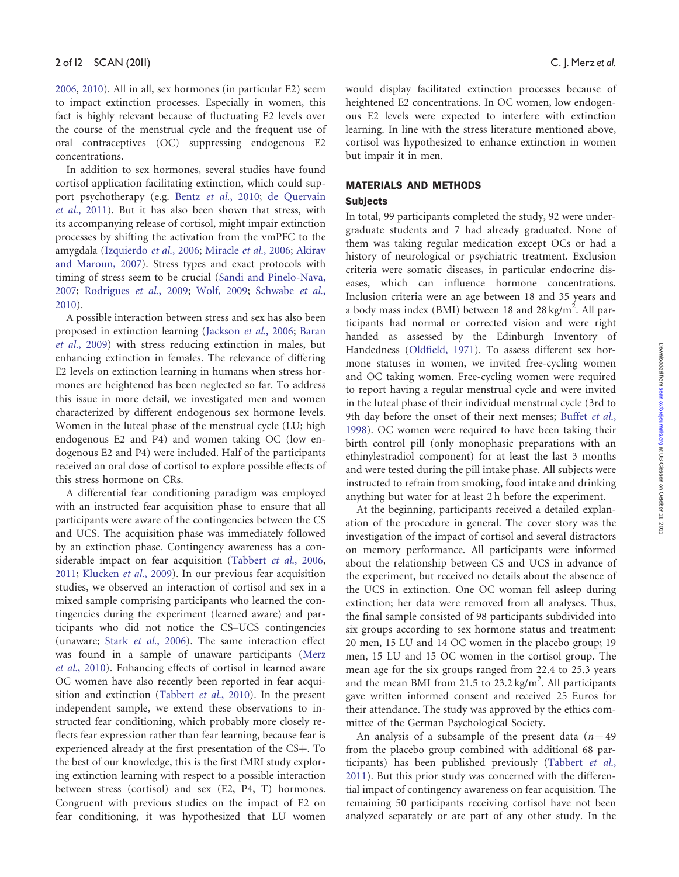2006, 2010). All in all, sex hormones (in particular E2) seem to impact extinction processes. Especially in women, this fact is highly relevant because of fluctuating E2 levels over the course of the menstrual cycle and the frequent use of oral contraceptives (OC) suppressing endogenous E2 concentrations.

In addition to sex hormones, several studies have found cortisol application facilitating extinction, which could support psychotherapy (e.g. Bentz *et al.*, 2010; de Quervain *et al.*, 2011). But it has also been shown that stress, with its accompanying release of cortisol, might impair extinction processes by shifting the activation from the vmPFC to the amygdala (Izquierdo *et al.*, 2006; Miracle *et al.*, 2006; Akirav and Maroun, 2007). Stress types and exact protocols with timing of stress seem to be crucial (Sandi and Pinelo-Nava, 2007; Rodrigues *et al.*, 2009; Wolf, 2009; Schwabe *et al.*, 2010).

A possible interaction between stress and sex has also been proposed in extinction learning (Jackson *et al.*, 2006; Baran *et al.*, 2009) with stress reducing extinction in males, but enhancing extinction in females. The relevance of differing E2 levels on extinction learning in humans when stress hormones are heightened has been neglected so far. To address this issue in more detail, we investigated men and women characterized by different endogenous sex hormone levels. Women in the luteal phase of the menstrual cycle (LU; high endogenous E2 and P4) and women taking OC (low endogenous E2 and P4) were included. Half of the participants received an oral dose of cortisol to explore possible effects of this stress hormone on CRs.

A differential fear conditioning paradigm was employed with an instructed fear acquisition phase to ensure that all participants were aware of the contingencies between the CS and UCS. The acquisition phase was immediately followed by an extinction phase. Contingency awareness has a considerable impact on fear acquisition (Tabbert *et al.*, 2006, 2011; Klucken *et al.*, 2009). In our previous fear acquisition studies, we observed an interaction of cortisol and sex in a mixed sample comprising participants who learned the contingencies during the experiment (learned aware) and participants who did not notice the CS–UCS contingencies (unaware; Stark *et al.*, 2006). The same interaction effect was found in a sample of unaware participants (Merz *et al.*, 2010). Enhancing effects of cortisol in learned aware OC women have also recently been reported in fear acquisition and extinction (Tabbert *et al.*, 2010). In the present independent sample, we extend these observations to instructed fear conditioning, which probably more closely reflects fear expression rather than fear learning, because fear is experienced already at the first presentation of the CS+. To the best of our knowledge, this is the first fMRI study exploring extinction learning with respect to a possible interaction between stress (cortisol) and sex (E2, P4, T) hormones. Congruent with previous studies on the impact of E2 on fear conditioning, it was hypothesized that LU women would display facilitated extinction processes because of heightened E2 concentrations. In OC women, low endogenous E2 levels were expected to interfere with extinction learning. In line with the stress literature mentioned above, cortisol was hypothesized to enhance extinction in women but impair it in men.

## MATERIALS AND METHODS

### Subjects

In total, 99 participants completed the study, 92 were undergraduate students and 7 had already graduated. None of them was taking regular medication except OCs or had a history of neurological or psychiatric treatment. Exclusion criteria were somatic diseases, in particular endocrine diseases, which can influence hormone concentrations. Inclusion criteria were an age between 18 and 35 years and a body mass index (BMI) between 18 and 28 kg/m$^2$. All participants had normal or corrected vision and were right handed as assessed by the Edinburgh Inventory of Handedness (Oldfield, 1971). To assess different sex hormone statuses in women, we invited free-cycling women and OC taking women. Free-cycling women were required to report having a regular menstrual cycle and were invited in the luteal phase of their individual menstrual cycle (3rd to 9th day before the onset of their next menses; Buffet *et al.*, 1998). OC women were required to have been taking their birth control pill (only monophasic preparations with an ethinylestradiol component) for at least the last 3 months and were tested during the pill intake phase. All subjects were instructed to refrain from smoking, food intake and drinking anything but water for at least 2 h before the experiment.

At the beginning, participants received a detailed explanation of the procedure in general. The cover story was the investigation of the impact of cortisol and several distractors on memory performance. All participants were informed about the relationship between CS and UCS in advance of the experiment, but received no details about the absence of the UCS in extinction. One OC woman fell asleep during extinction; her data were removed from all analyses. Thus, the final sample consisted of 98 participants subdivided into six groups according to sex hormone status and treatment: 20 men, 15 LU and 14 OC women in the placebo group; 19 men, 15 LU and 15 OC women in the cortisol group. The mean age for the six groups ranged from 22.4 to 25.3 years and the mean BMI from 21.5 to 23.2 kg/m$^2$. All participants gave written informed consent and received 25 Euros for their attendance. The study was approved by the ethics committee of the German Psychological Society.

An analysis of a subsample of the present data ($n = 49$ from the placebo group combined with additional 68 participants) has been published previously (Tabbert *et al.*, 2011). But this prior study was concerned with the differential impact of contingency awareness on fear acquisition. The remaining 50 participants receiving cortisol have not been analyzed separately or are part of any other study. In the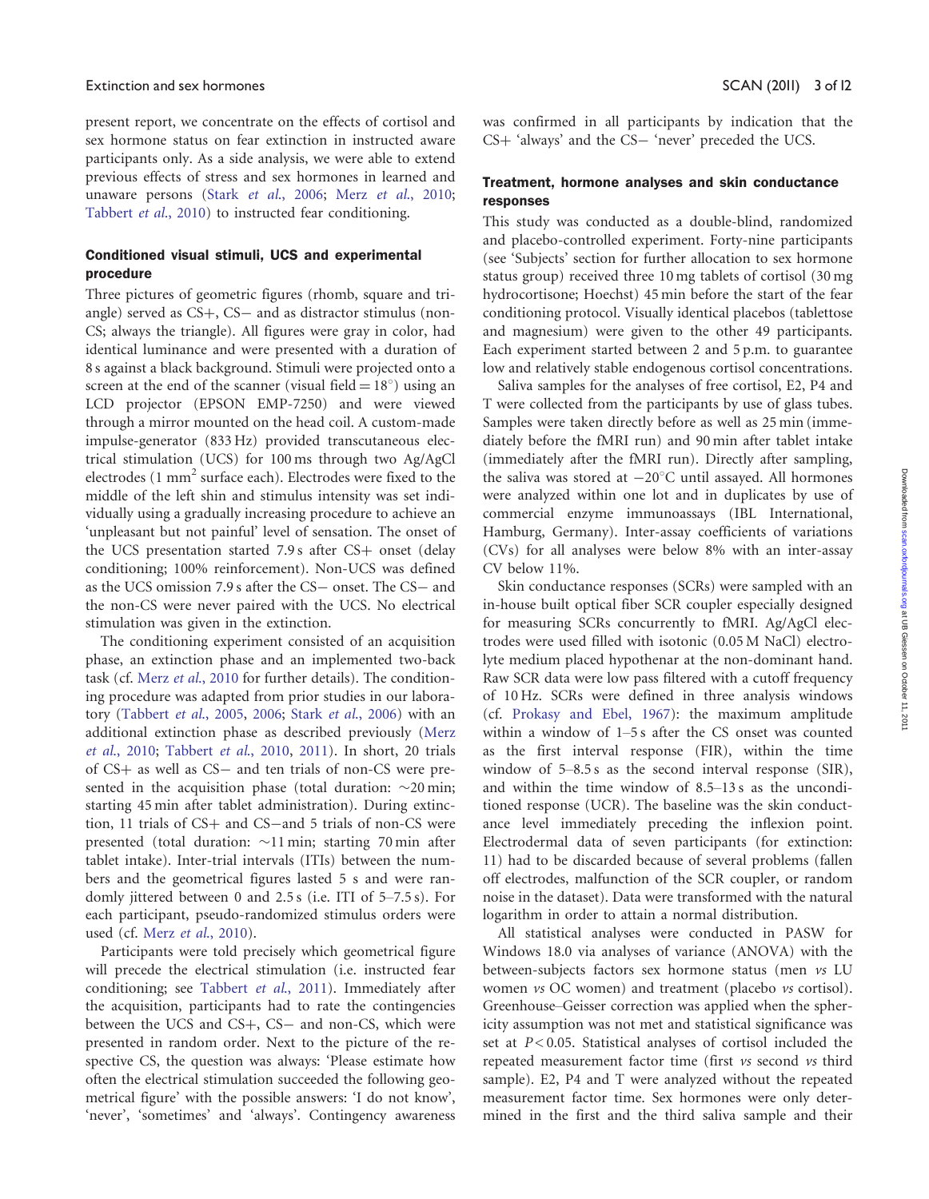present report, we concentrate on the effects of cortisol and sex hormone status on fear extinction in instructed aware participants only. As a side analysis, we were able to extend previous effects of stress and sex hormones in learned and unaware persons (Stark *et al.*, 2006; Merz *et al.*, 2010; Tabbert *et al.*, 2010) to instructed fear conditioning.

### Conditioned visual stimuli, UCS and experimental procedure

Three pictures of geometric figures (rhomb, square and triangle) served as CS+, CS− and as distractor stimulus (non-CS; always the triangle). All figures were gray in color, had identical luminance and were presented with a duration of 8 s against a black background. Stimuli were projected onto a screen at the end of the scanner (visual field = 18°) using an LCD projector (EPSON EMP-7250) and were viewed through a mirror mounted on the head coil. A custom-made impulse-generator (833 Hz) provided transcutaneous electrical stimulation (UCS) for 100 ms through two Ag/AgCl electrodes (1 $mm^2$ surface each). Electrodes were fixed to the middle of the left shin and stimulus intensity was set individually using a gradually increasing procedure to achieve an 'unpleasant but not painful' level of sensation. The onset of the UCS presentation started 7.9 s after CS+ onset (delay conditioning; 100% reinforcement). Non-UCS was defined as the UCS omission 7.9 s after the CS− onset. The CS− and the non-CS were never paired with the UCS. No electrical stimulation was given in the extinction.

The conditioning experiment consisted of an acquisition phase, an extinction phase and an implemented two-back task (cf. Merz *et al.*, 2010 for further details). The conditioning procedure was adapted from prior studies in our laboratory (Tabbert *et al.*, 2005, 2006; Stark *et al.*, 2006) with an additional extinction phase as described previously (Merz *et al.*, 2010; Tabbert *et al.*, 2010, 2011). In short, 20 trials of CS+ as well as CS− and ten trials of non-CS were presented in the acquisition phase (total duration: ~20 min; starting 45 min after tablet administration). During extinction, 11 trials of CS+ and CS−and 5 trials of non-CS were presented (total duration: ~11 min; starting 70 min after tablet intake). Inter-trial intervals (ITIs) between the numbers and the geometrical figures lasted 5 s and were randomly jittered between 0 and 2.5 s (i.e. ITI of 5–7.5 s). For each participant, pseudo-randomized stimulus orders were used (cf. Merz *et al.*, 2010).

Participants were told precisely which geometrical figure will precede the electrical stimulation (i.e. instructed fear conditioning; see Tabbert *et al.*, 2011). Immediately after the acquisition, participants had to rate the contingencies between the UCS and CS+, CS− and non-CS, which were presented in random order. Next to the picture of the respective CS, the question was always: 'Please estimate how often the electrical stimulation succeeded the following geometrical figure' with the possible answers: 'I do not know', 'never', 'sometimes' and 'always'. Contingency awareness was confirmed in all participants by indication that the CS+ 'always' and the CS− 'never' preceded the UCS.

### Treatment, hormone analyses and skin conductance responses

This study was conducted as a double-blind, randomized and placebo-controlled experiment. Forty-nine participants (see 'Subjects' section for further allocation to sex hormone status group) received three 10 mg tablets of cortisol (30 mg hydrocortisone; Hoechst) 45 min before the start of the fear conditioning protocol. Visually identical placebos (tablettose and magnesium) were given to the other 49 participants. Each experiment started between 2 and 5 p.m. to guarantee low and relatively stable endogenous cortisol concentrations.

Saliva samples for the analyses of free cortisol, E2, P4 and T were collected from the participants by use of glass tubes. Samples were taken directly before as well as 25 min (immediately before the fMRI run) and 90 min after tablet intake (immediately after the fMRI run). Directly after sampling, the saliva was stored at −20°C until assayed. All hormones were analyzed within one lot and in duplicates by use of commercial enzyme immunoassays (IBL International, Hamburg, Germany). Inter-assay coefficients of variations (CVs) for all analyses were below 8% with an inter-assay CV below 11%.

Skin conductance responses (SCRs) were sampled with an in-house built optical fiber SCR coupler especially designed for measuring SCRs concurrently to fMRI. Ag/AgCl electrodes were used filled with isotonic (0.05 M NaCl) electrolyte medium placed hypothenar at the non-dominant hand. Raw SCR data were low pass filtered with a cutoff frequency of 10 Hz. SCRs were defined in three analysis windows (cf. Prokasy and Ebel, 1967): the maximum amplitude within a window of 1–5 s after the CS onset was counted as the first interval response (FIR), within the time window of 5–8.5 s as the second interval response (SIR), and within the time window of 8.5–13 s as the unconditioned response (UCR). The baseline was the skin conductance level immediately preceding the inflexion point. Electrodermal data of seven participants (for extinction: 11) had to be discarded because of several problems (fallen off electrodes, malfunction of the SCR coupler, or random noise in the dataset). Data were transformed with the natural logarithm in order to attain a normal distribution.

All statistical analyses were conducted in PASW for Windows 18.0 via analyses of variance (ANOVA) with the between-subjects factors sex hormone status (men *vs* LU women *vs* OC women) and treatment (placebo *vs* cortisol). Greenhouse–Geisser correction was applied when the sphericity assumption was not met and statistical significance was set at $P < 0.05$. Statistical analyses of cortisol included the repeated measurement factor time (first *vs* second *vs* third sample). E2, P4 and T were analyzed without the repeated measurement factor time. Sex hormones were only determined in the first and the third saliva sample and their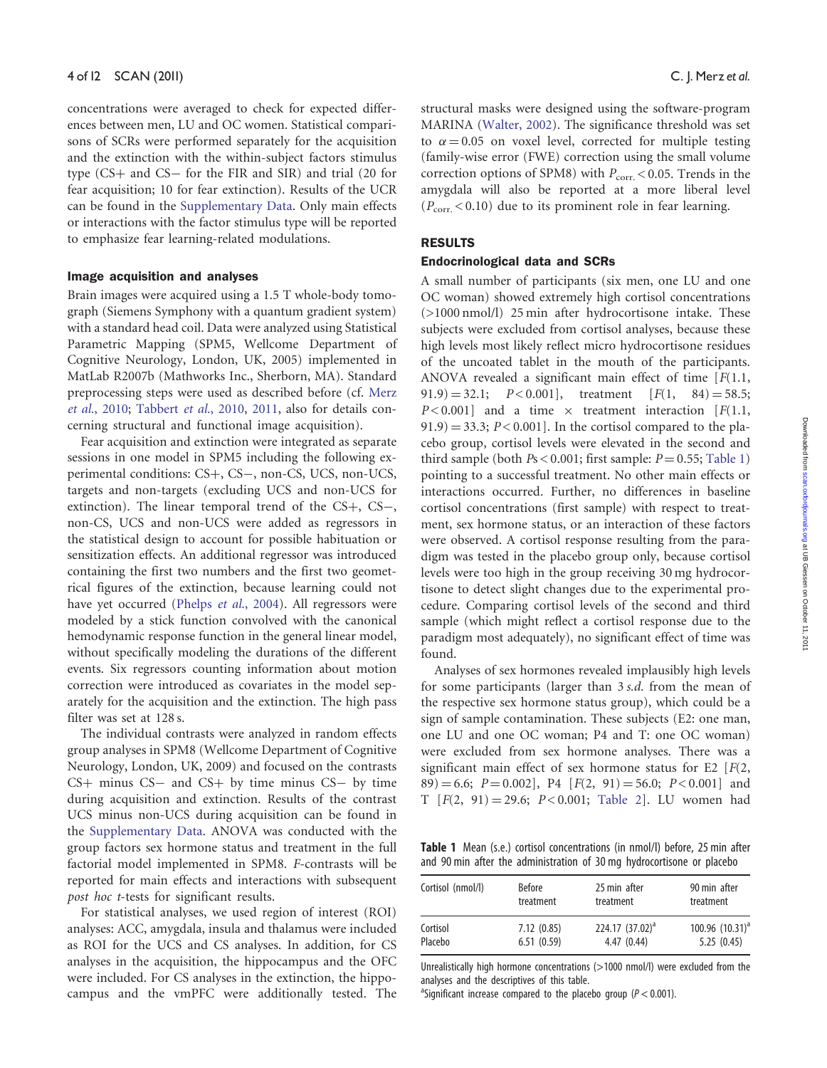concentrations were averaged to check for expected differences between men, LU and OC women. Statistical comparisons of SCRs were performed separately for the acquisition and the extinction with the within-subject factors stimulus type (CS+ and CS− for the FIR and SIR) and trial (20 for fear acquisition; 10 for fear extinction). Results of the UCR can be found in the Supplementary Data. Only main effects or interactions with the factor stimulus type will be reported to emphasize fear learning-related modulations.

### Image acquisition and analyses

Brain images were acquired using a 1.5 T whole-body tomograph (Siemens Symphony with a quantum gradient system) with a standard head coil. Data were analyzed using Statistical Parametric Mapping (SPM5, Wellcome Department of Cognitive Neurology, London, UK, 2005) implemented in MatLab R2007b (Mathworks Inc., Sherborn, MA). Standard preprocessing steps were used as described before (cf. Merz *et al.*, 2010; Tabbert *et al.*, 2010, 2011, also for details concerning structural and functional image acquisition).

Fear acquisition and extinction were integrated as separate sessions in one model in SPM5 including the following experimental conditions: CS+, CS−, non-CS, UCS, non-UCS, targets and non-targets (excluding UCS and non-UCS for extinction). The linear temporal trend of the CS+, CS−, non-CS, UCS and non-UCS were added as regressors in the statistical design to account for possible habituation or sensitization effects. An additional regressor was introduced containing the first two numbers and the first two geometrical figures of the extinction, because learning could not have yet occurred (Phelps *et al.*, 2004). All regressors were modeled by a stick function convolved with the canonical hemodynamic response function in the general linear model, without specifically modeling the durations of the different events. Six regressors counting information about motion correction were introduced as covariates in the model separately for the acquisition and the extinction. The high pass filter was set at 128 s.

The individual contrasts were analyzed in random effects group analyses in SPM8 (Wellcome Department of Cognitive Neurology, London, UK, 2009) and focused on the contrasts CS+ minus CS− and CS+ by time minus CS− by time during acquisition and extinction. Results of the contrast UCS minus non-UCS during acquisition can be found in the Supplementary Data. ANOVA was conducted with the group factors sex hormone status and treatment in the full factorial model implemented in SPM8. *F*-contrasts will be reported for main effects and interactions with subsequent *post hoc t*-tests for significant results.

For statistical analyses, we used region of interest (ROI) analyses: ACC, amygdala, insula and thalamus were included as ROI for the UCS and CS analyses. In addition, for CS analyses in the acquisition, the hippocampus and the OFC were included. For CS analyses in the extinction, the hippocampus and the vmPFC were additionally tested. The structural masks were designed using the software-program MARINA (Walter, 2002). The significance threshold was set to $\alpha = 0.05$ on voxel level, corrected for multiple testing (family-wise error (FWE) correction using the small volume correction options of SPM8) with $P_{corr.} < 0.05$. Trends in the amygdala will also be reported at a more liberal level ($P_{corr.} < 0.10$) due to its prominent role in fear learning.

## RESULTS

### Endocrinological data and SCRs

A small number of participants (six men, one LU and one OC woman) showed extremely high cortisol concentrations (>1000 nmol/l) 25 min after hydrocortisone intake. These subjects were excluded from cortisol analyses, because these high levels most likely reflect micro hydrocortisone residues of the uncoated tablet in the mouth of the participants. ANOVA revealed a significant main effect of time [$F(1.1, 91.9) = 32.1$; $P < 0.001$], treatment [$F(1, 84) = 58.5$; $P < 0.001$] and a time × treatment interaction [$F(1.1, 91.9) = 33.3$; $P < 0.001$]. In the cortisol compared to the placebo group, cortisol levels were elevated in the second and third sample (both $Ps < 0.001$; first sample: $P = 0.55$; Table 1) pointing to a successful treatment. No other main effects or interactions occurred. Further, no differences in baseline cortisol concentrations (first sample) with respect to treatment, sex hormone status, or an interaction of these factors were observed. A cortisol response resulting from the paradigm was tested in the placebo group only, because cortisol levels were too high in the group receiving 30 mg hydrocortisone to detect slight changes due to the experimental procedure. Comparing cortisol levels of the second and third sample (which might reflect a cortisol response due to the paradigm most adequately), no significant effect of time was found.

Analyses of sex hormones revealed implausibly high levels for some participants (larger than 3 *s.d.* from the mean of the respective sex hormone status group), which could be a sign of sample contamination. These subjects (E2: one man, one LU and one OC woman; P4 and T: one OC woman) were excluded from sex hormone analyses. There was a significant main effect of sex hormone status for E2 [$F(2, 89) = 6.6$; $P = 0.002$], P4 [$F(2, 91) = 56.0$; $P < 0.001$] and T [$F(2, 91) = 29.6$; $P < 0.001$; Table 2]. LU women had

**Table 1** Mean (s.e.) cortisol concentrations (in nmol/l) before, 25 min after and 90 min after the administration of 30 mg hydrocortisone or placebo

| Cortisol (nmol/l) | Before treatment | 25 min after treatment | 90 min after treatment |
|---|---|---|---|
| Cortisol | 7.12 (0.85) | 224.17 (37.02)[a] | 100.96 (10.31)[a] |
| Placebo | 6.51 (0.59) | 4.47 (0.44) | 5.25 (0.45) |

Unrealistically high hormone concentrations (>1000 nmol/l) were excluded from the analyses and the descriptives of this table.
[a]Significant increase compared to the placebo group ($P < 0.001$).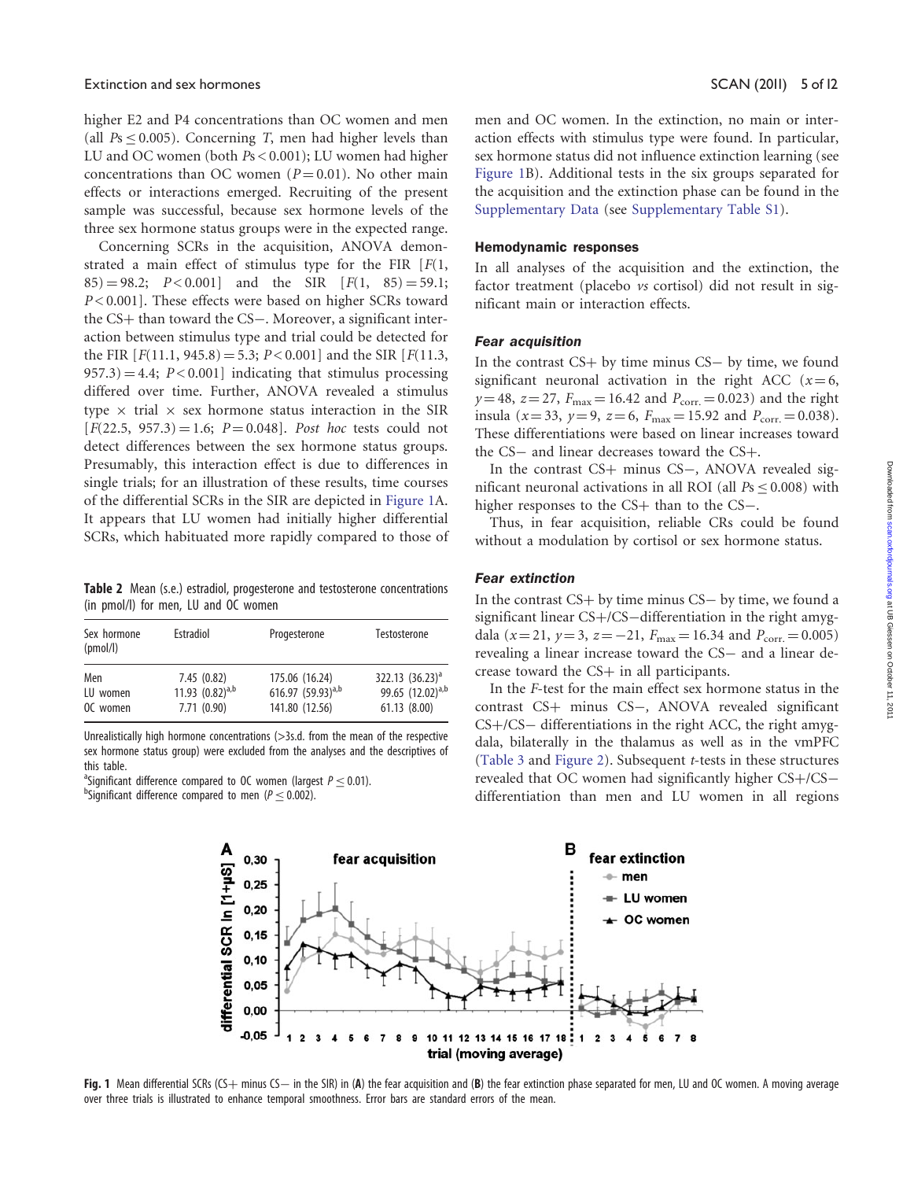higher E2 and P4 concentrations than OC women and men (all $Ps \leq 0.005$). Concerning *T*, men had higher levels than LU and OC women (both $Ps < 0.001$); LU women had higher concentrations than OC women ($P = 0.01$). No other main effects or interactions emerged. Recruiting of the present sample was successful, because sex hormone levels of the three sex hormone status groups were in the expected range.

Concerning SCRs in the acquisition, ANOVA demonstrated a main effect of stimulus type for the FIR [$F(1, 85) = 98.2$; $P < 0.001$] and the SIR [$F(1, 85) = 59.1$; $P < 0.001$]. These effects were based on higher SCRs toward the CS+ than toward the CS−. Moreover, a significant interaction between stimulus type and trial could be detected for the FIR [$F(11.1, 945.8) = 5.3$; $P < 0.001$] and the SIR [$F(11.3, 957.3) = 4.4$; $P < 0.001$] indicating that stimulus processing differed over time. Further, ANOVA revealed a stimulus type × trial × sex hormone status interaction in the SIR [$F(22.5, 957.3) = 1.6$; $P = 0.048$]. *Post hoc* tests could not detect differences between the sex hormone status groups. Presumably, this interaction effect is due to differences in single trials; for an illustration of these results, time courses of the differential SCRs in the SIR are depicted in Figure 1A. It appears that LU women had initially higher differential SCRs, which habituated more rapidly compared to those of men and OC women. In the extinction, no main or interaction effects with stimulus type were found. In particular, sex hormone status did not influence extinction learning (see Figure 1B). Additional tests in the six groups separated for the acquisition and the extinction phase can be found in the Supplementary Data (see Supplementary Table S1).

**Table 2** Mean (s.e.) estradiol, progesterone and testosterone concentrations (in pmol/l) for men, LU and OC women

| Sex hormone (pmol/l) | Estradiol | Progesterone | Testosterone |
|---|---|---|---|
| Men | 7.45 (0.82) | 175.06 (16.24) | 322.13 (36.23)[a] |
| LU women | 11.93 (0.82)[a,b] | 616.97 (59.93)[a,b] | 99.65 (12.02)[a,b] |
| OC women | 7.71 (0.90) | 141.80 (12.56) | 61.13 (8.00) |

Unrealistically high hormone concentrations (>3s.d. from the mean of the respective sex hormone status group) were excluded from the analyses and the descriptives of this table.
[a]Significant difference compared to OC women (largest $P \leq 0.01$).
[b]Significant difference compared to men ($P \leq 0.002$).

### Hemodynamic responses

In all analyses of the acquisition and the extinction, the factor treatment (placebo *vs* cortisol) did not result in significant main or interaction effects.

#### *Fear acquisition*

In the contrast CS+ by time minus CS− by time, we found significant neuronal activation in the right ACC ($x = 6$, $y = 48$, $z = 27$, $F_{max} = 16.42$ and $P_{corr.} = 0.023$) and the right insula ($x = 33$, $y = 9$, $z = 6$, $F_{max} = 15.92$ and $P_{corr.} = 0.038$). These differentiations were based on linear increases toward the CS− and linear decreases toward the CS+.

In the contrast CS+ minus CS−, ANOVA revealed significant neuronal activations in all ROI (all $Ps \leq 0.008$) with higher responses to the CS+ than to the CS−.

Thus, in fear acquisition, reliable CRs could be found without a modulation by cortisol or sex hormone status.

#### *Fear extinction*

In the contrast CS+ by time minus CS− by time, we found a significant linear CS+/CS−differentiation in the right amygdala ($x = 21$, $y = 3$, $z = -21$, $F_{max} = 16.34$ and $P_{corr.} = 0.005$) revealing a linear increase toward the CS− and a linear decrease toward the CS+ in all participants.

In the *F*-test for the main effect sex hormone status in the contrast CS+ minus CS−, ANOVA revealed significant CS+/CS− differentiations in the right ACC, the right amygdala, bilaterally in the thalamus as well as in the vmPFC (Table 3 and Figure 2). Subsequent *t*-tests in these structures revealed that OC women had significantly higher CS+/CS− differentiation than men and LU women in all regions

**Fig. 1** Mean differential SCRs (CS+ minus CS− in the SIR) in (**A**) the fear acquisition and (**B**) the fear extinction phase separated for men, LU and OC women. A moving average over three trials is illustrated to enhance temporal smoothness. Error bars are standard errors of the mean.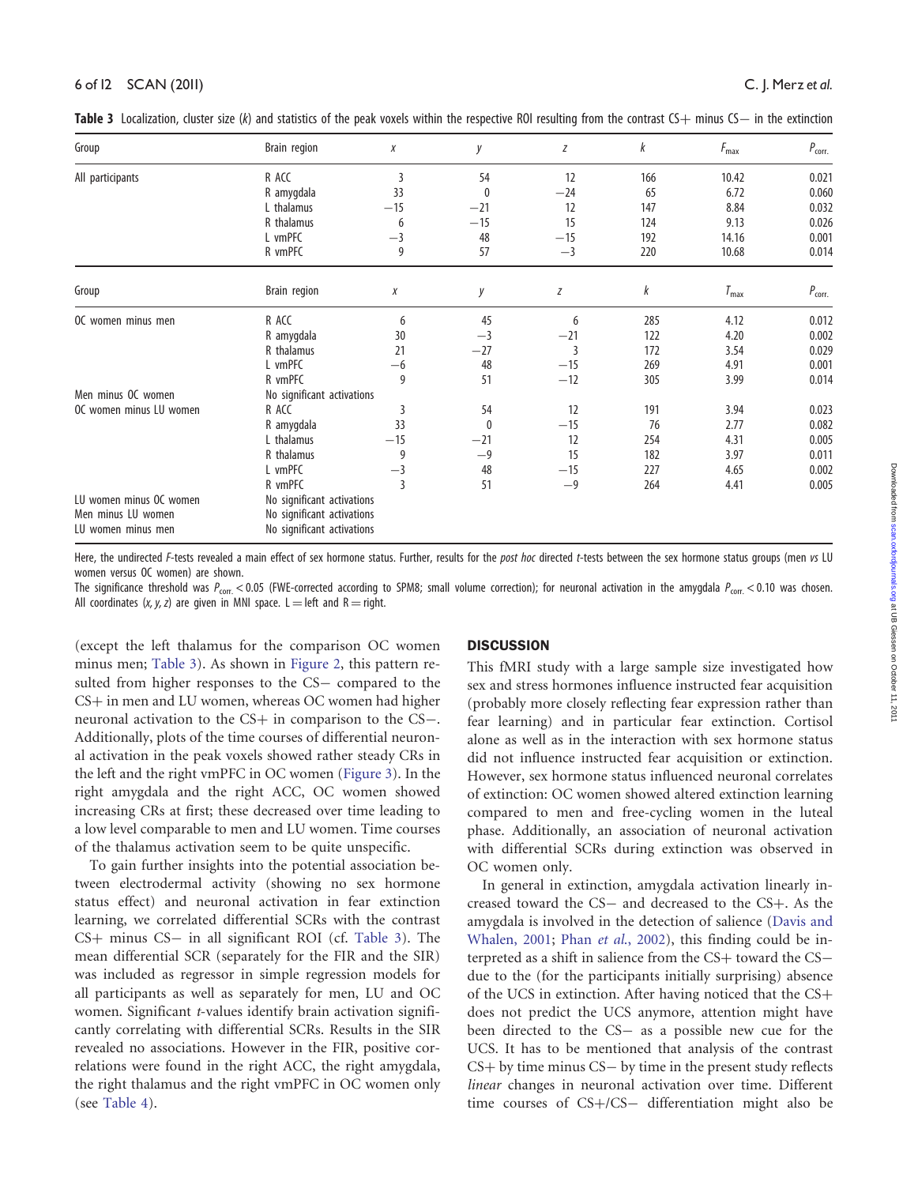**Table 3** Localization, cluster size (k) and statistics of the peak voxels within the respective ROI resulting from the contrast CS+ minus CS− in the extinction

| Group | Brain region | x | y | z | k | $F_{max}$ | $P_{corr.}$ |
|---|---|---|---|---|---|---|---|
| All participants | R ACC | 3 | 54 | 12 | 166 | 10.42 | 0.021 |
| | R amygdala | 33 | 0 | −24 | 65 | 6.72 | 0.060 |
| | L thalamus | −15 | −21 | 12 | 147 | 8.84 | 0.032 |
| | R thalamus | 6 | −15 | 15 | 124 | 9.13 | 0.026 |
| | L vmPFC | −3 | 48 | −15 | 192 | 14.16 | 0.001 |
| | R vmPFC | 9 | 57 | −3 | 220 | 10.68 | 0.014 |
| **Group** | **Brain region** | **x** | **y** | **z** | **k** | $T_{max}$ | $P_{corr.}$ |
| OC women minus men | R ACC | 6 | 45 | 6 | 285 | 4.12 | 0.012 |
| | R amygdala | 30 | −3 | −21 | 122 | 4.20 | 0.002 |
| | R thalamus | 21 | −27 | 3 | 172 | 3.54 | 0.029 |
| | L vmPFC | −6 | 48 | −15 | 269 | 4.91 | 0.001 |
| | R vmPFC | 9 | 51 | −12 | 305 | 3.99 | 0.014 |
| Men minus OC women | No significant activations | | | | | | |
| OC women minus LU women | R ACC | 3 | 54 | 12 | 191 | 3.94 | 0.023 |
| | R amygdala | 33 | 0 | −15 | 76 | 2.77 | 0.082 |
| | L thalamus | −15 | −21 | 12 | 254 | 4.31 | 0.005 |
| | R thalamus | 9 | −9 | 15 | 182 | 3.97 | 0.011 |
| | L vmPFC | −3 | 48 | −15 | 227 | 4.65 | 0.002 |
| | R vmPFC | 3 | 51 | −9 | 264 | 4.41 | 0.005 |
| LU women minus OC women | No significant activations | | | | | | |
| Men minus LU women | No significant activations | | | | | | |
| LU women minus men | No significant activations | | | | | | |

Here, the undirected F-tests revealed a main effect of sex hormone status. Further, results for the *post hoc* directed t-tests between the sex hormone status groups (men *vs* LU women versus OC women) are shown.
The significance threshold was $P_{corr.} < 0.05$ (FWE-corrected according to SPM8; small volume correction); for neuronal activation in the amygdala $P_{corr.} < 0.10$ was chosen. All coordinates (x, y, z) are given in MNI space. L = left and R = right.

(except the left thalamus for the comparison OC women minus men; Table 3). As shown in Figure 2, this pattern resulted from higher responses to the CS− compared to the CS+ in men and LU women, whereas OC women had higher neuronal activation to the CS+ in comparison to the CS−. Additionally, plots of the time courses of differential neuronal activation in the peak voxels showed rather steady CRs in the left and the right vmPFC in OC women (Figure 3). In the right amygdala and the right ACC, OC women showed increasing CRs at first; these decreased over time leading to a low level comparable to men and LU women. Time courses of the thalamus activation seem to be quite unspecific.

To gain further insights into the potential association between electrodermal activity (showing no sex hormone status effect) and neuronal activation in fear extinction learning, we correlated differential SCRs with the contrast CS+ minus CS− in all significant ROI (cf. Table 3). The mean differential SCR (separately for the FIR and the SIR) was included as regressor in simple regression models for all participants as well as separately for men, LU and OC women. Significant t-values identify brain activation significantly correlating with differential SCRs. Results in the SIR revealed no associations. However in the FIR, positive correlations were found in the right ACC, the right amygdala, the right thalamus and the right vmPFC in OC women only (see Table 4).

## DISCUSSION

This fMRI study with a large sample size investigated how sex and stress hormones influence instructed fear acquisition (probably more closely reflecting fear expression rather than fear learning) and in particular fear extinction. Cortisol alone as well as in the interaction with sex hormone status did not influence instructed fear acquisition or extinction. However, sex hormone status influenced neuronal correlates of extinction: OC women showed altered extinction learning compared to men and free-cycling women in the luteal phase. Additionally, an association of neuronal activation with differential SCRs during extinction was observed in OC women only.

In general in extinction, amygdala activation linearly increased toward the CS− and decreased to the CS+. As the amygdala is involved in the detection of salience (Davis and Whalen, 2001; Phan *et al.*, 2002), this finding could be interpreted as a shift in salience from the CS+ toward the CS− due to the (for the participants initially surprising) absence of the UCS in extinction. After having noticed that the CS+ does not predict the UCS anymore, attention might have been directed to the CS− as a possible new cue for the UCS. It has to be mentioned that analysis of the contrast CS+ by time minus CS− by time in the present study reflects *linear* changes in neuronal activation over time. Different time courses of CS+/CS− differentiation might also be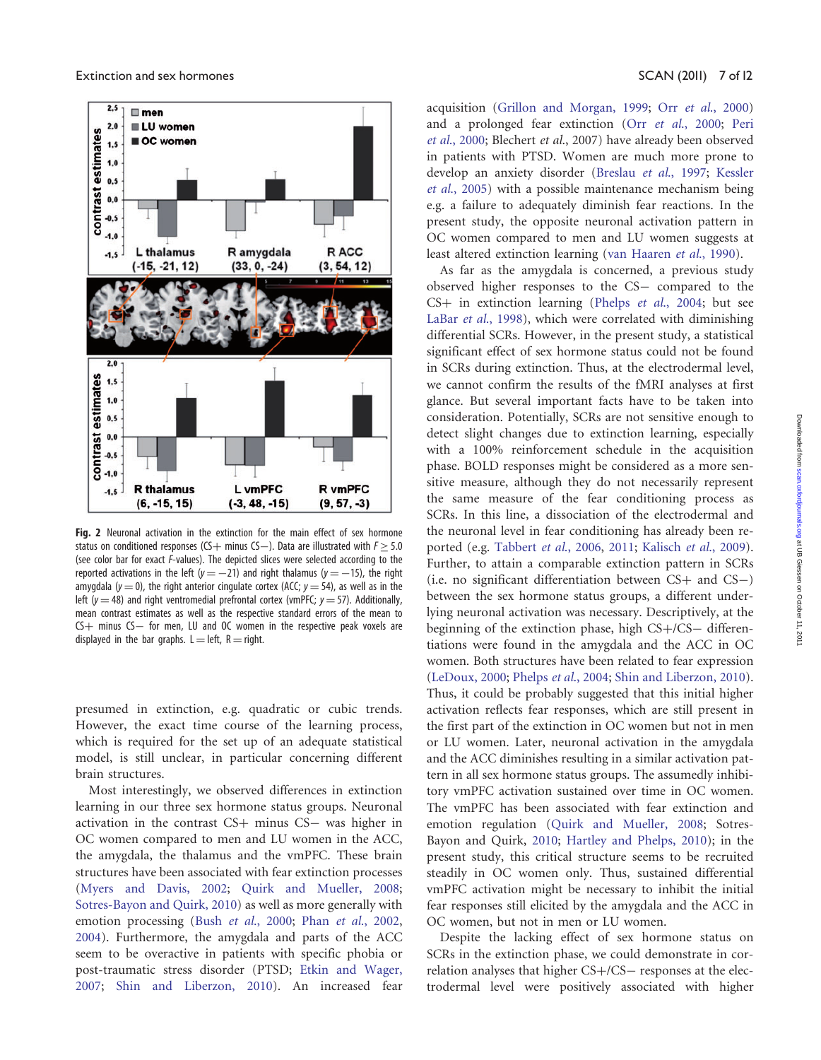Fig. 2 Neuronal activation in the extinction for the main effect of sex hormone status on conditioned responses (CS+ minus CS−). Data are illustrated with $F \geq 5.0$ (see color bar for exact *F*-values). The depicted slices were selected according to the reported activations in the left ($y = -21$) and right thalamus ($y = -15$), the right amygdala ($y = 0$), the right anterior cingulate cortex (ACC; $y = 54$), as well as in the left ($y = 48$) and right ventromedial prefrontal cortex (vmPFC; $y = 57$). Additionally, mean contrast estimates as well as the respective standard errors of the mean to CS+ minus CS− for men, LU and OC women in the respective peak voxels are displayed in the bar graphs. L = left, R = right.

presumed in extinction, e.g. quadratic or cubic trends. However, the exact time course of the learning process, which is required for the set up of an adequate statistical model, is still unclear, in particular concerning different brain structures.

Most interestingly, we observed differences in extinction learning in our three sex hormone status groups. Neuronal activation in the contrast CS+ minus CS− was higher in OC women compared to men and LU women in the ACC, the amygdala, the thalamus and the vmPFC. These brain structures have been associated with fear extinction processes (Myers and Davis, 2002; Quirk and Mueller, 2008; Sotres-Bayon and Quirk, 2010) as well as more generally with emotion processing (Bush *et al.*, 2000; Phan *et al.*, 2002, 2004). Furthermore, the amygdala and parts of the ACC seem to be overactive in patients with specific phobia or post-traumatic stress disorder (PTSD; Etkin and Wager, 2007; Shin and Liberzon, 2010). An increased fear acquisition (Grillon and Morgan, 1999; Orr *et al.*, 2000) and a prolonged fear extinction (Orr *et al.*, 2000; Peri *et al.*, 2000; Blechert *et al.*, 2007) have already been observed in patients with PTSD. Women are much more prone to develop an anxiety disorder (Breslau *et al.*, 1997; Kessler *et al.*, 2005) with a possible maintenance mechanism being e.g. a failure to adequately diminish fear reactions. In the present study, the opposite neuronal activation pattern in OC women compared to men and LU women suggests at least altered extinction learning (van Haaren *et al.*, 1990).

As far as the amygdala is concerned, a previous study observed higher responses to the CS− compared to the CS+ in extinction learning (Phelps *et al.*, 2004; but see LaBar *et al.*, 1998), which were correlated with diminishing differential SCRs. However, in the present study, a statistical significant effect of sex hormone status could not be found in SCRs during extinction. Thus, at the electrodermal level, we cannot confirm the results of the fMRI analyses at first glance. But several important facts have to be taken into consideration. Potentially, SCRs are not sensitive enough to detect slight changes due to extinction learning, especially with a 100% reinforcement schedule in the acquisition phase. BOLD responses might be considered as a more sensitive measure, although they do not necessarily represent the same measure of the fear conditioning process as SCRs. In this line, a dissociation of the electrodermal and the neuronal level in fear conditioning has already been reported (e.g. Tabbert *et al.*, 2006, 2011; Kalisch *et al.*, 2009). Further, to attain a comparable extinction pattern in SCRs (i.e. no significant differentiation between CS+ and CS−) between the sex hormone status groups, a different underlying neuronal activation was necessary. Descriptively, at the beginning of the extinction phase, high CS+/CS− differentiations were found in the amygdala and the ACC in OC women. Both structures have been related to fear expression (LeDoux, 2000; Phelps *et al.*, 2004; Shin and Liberzon, 2010). Thus, it could be probably suggested that this initial higher activation reflects fear responses, which are still present in the first part of the extinction in OC women but not in men or LU women. Later, neuronal activation in the amygdala and the ACC diminishes resulting in a similar activation pattern in all sex hormone status groups. The assumedly inhibitory vmPFC activation sustained over time in OC women. The vmPFC has been associated with fear extinction and emotion regulation (Quirk and Mueller, 2008; Sotres-Bayon and Quirk, 2010; Hartley and Phelps, 2010); in the present study, this critical structure seems to be recruited steadily in OC women only. Thus, sustained differential vmPFC activation might be necessary to inhibit the initial fear responses still elicited by the amygdala and the ACC in OC women, but not in men or LU women.

Despite the lacking effect of sex hormone status on SCRs in the extinction phase, we could demonstrate in correlation analyses that higher CS+/CS− responses at the electrodermal level were positively associated with higher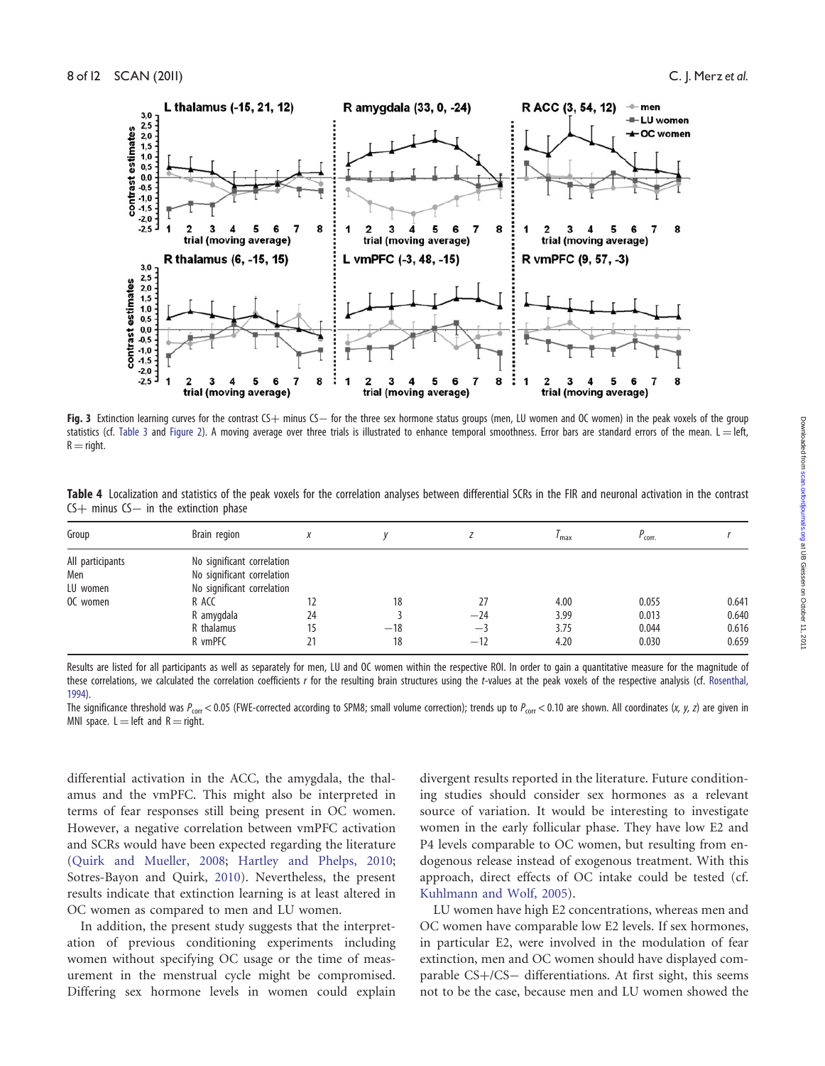**Fig. 3** Extinction learning curves for the contrast CS+ minus CS− for the three sex hormone status groups (men, LU women and OC women) in the peak voxels of the group statistics (cf. Table 3 and Figure 2). A moving average over three trials is illustrated to enhance temporal smoothness. Error bars are standard errors of the mean. L = left, R = right.

**Table 4** Localization and statistics of the peak voxels for the correlation analyses between differential SCRs in the FIR and neuronal activation in the contrast CS+ minus CS− in the extinction phase

| Group | Brain region | *x* | *y* | *z* | $T_{max}$ | $P_{corr.}$ | *r* |
|---|---|---|---|---|---|---|---|
| All participants | No significant correlation | | | | | | |
| Men | No significant correlation | | | | | | |
| LU women | No significant correlation | | | | | | |
| OC women | R ACC | 12 | 18 | 27 | 4.00 | 0.055 | 0.641 |
| | R amygdala | 24 | 3 | −24 | 3.99 | 0.013 | 0.640 |
| | R thalamus | 15 | −18 | −3 | 3.75 | 0.044 | 0.616 |
| | R vmPFC | 21 | 18 | −12 | 4.20 | 0.030 | 0.659 |

Results are listed for all participants as well as separately for men, LU and OC women within the respective ROI. In order to gain a quantitative measure for the magnitude of these correlations, we calculated the correlation coefficients *r* for the resulting brain structures using the *t*-values at the peak voxels of the respective analysis (cf. Rosenthal, 1994).

The significance threshold was $P_{corr} < 0.05$ (FWE-corrected according to SPM8; small volume correction); trends up to $P_{corr} < 0.10$ are shown. All coordinates (*x*, *y*, *z*) are given in MNI space. L = left and R = right.

differential activation in the ACC, the amygdala, the thalamus and the vmPFC. This might also be interpreted in terms of fear responses still being present in OC women. However, a negative correlation between vmPFC activation and SCRs would have been expected regarding the literature (Quirk and Mueller, 2008; Hartley and Phelps, 2010; Sotres-Bayon and Quirk, 2010). Nevertheless, the present results indicate that extinction learning is at least altered in OC women as compared to men and LU women.

In addition, the present study suggests that the interpretation of previous conditioning experiments including women without specifying OC usage or the time of measurement in the menstrual cycle might be compromised. Differing sex hormone levels in women could explain divergent results reported in the literature. Future conditioning studies should consider sex hormones as a relevant source of variation. It would be interesting to investigate women in the early follicular phase. They have low E2 and P4 levels comparable to OC women, but resulting from endogenous release instead of exogenous treatment. With this approach, direct effects of OC intake could be tested (cf. Kuhlmann and Wolf, 2005).

LU women have high E2 concentrations, whereas men and OC women have comparable low E2 levels. If sex hormones, in particular E2, were involved in the modulation of fear extinction, men and OC women should have displayed comparable CS+/CS− differentiations. At first sight, this seems not to be the case, because men and LU women showed the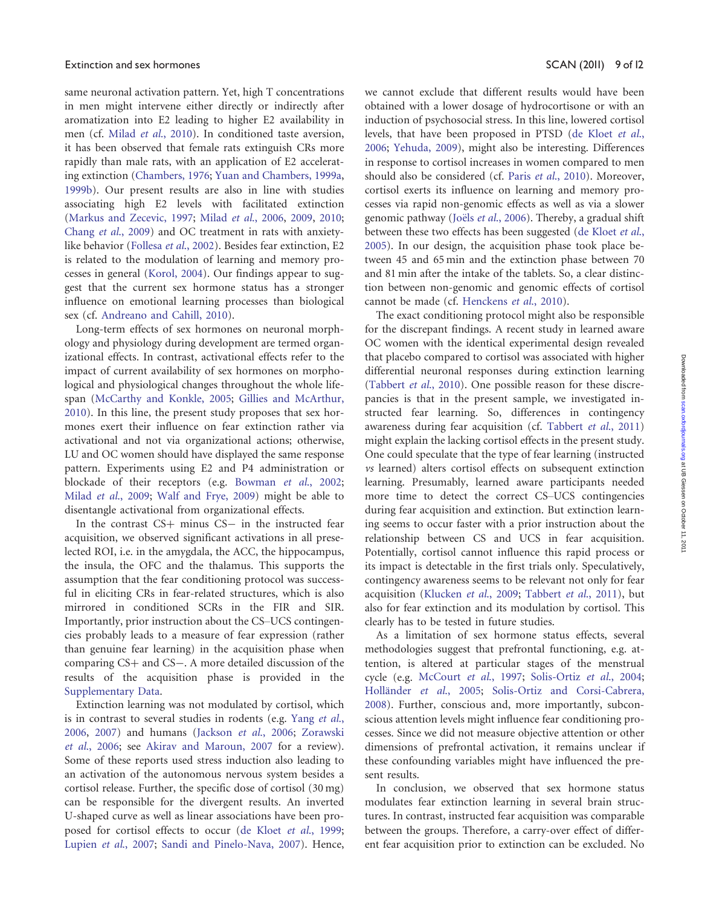same neuronal activation pattern. Yet, high T concentrations in men might intervene either directly or indirectly after aromatization into E2 leading to higher E2 availability in men (cf. Milad *et al.*, 2010). In conditioned taste aversion, it has been observed that female rats extinguish CRs more rapidly than male rats, with an application of E2 accelerating extinction (Chambers, 1976; Yuan and Chambers, 1999a, 1999b). Our present results are also in line with studies associating high E2 levels with facilitated extinction (Markus and Zecevic, 1997; Milad *et al.*, 2006, 2009, 2010; Chang *et al.*, 2009) and OC treatment in rats with anxiety-like behavior (Follesa *et al.*, 2002). Besides fear extinction, E2 is related to the modulation of learning and memory processes in general (Korol, 2004). Our findings appear to suggest that the current sex hormone status has a stronger influence on emotional learning processes than biological sex (cf. Andreano and Cahill, 2010).

Long-term effects of sex hormones on neuronal morphology and physiology during development are termed organizational effects. In contrast, activational effects refer to the impact of current availability of sex hormones on morphological and physiological changes throughout the whole lifespan (McCarthy and Konkle, 2005; Gillies and McArthur, 2010). In this line, the present study proposes that sex hormones exert their influence on fear extinction rather via activational and not via organizational actions; otherwise, LU and OC women should have displayed the same response pattern. Experiments using E2 and P4 administration or blockade of their receptors (e.g. Bowman *et al.*, 2002; Milad *et al.*, 2009; Walf and Frye, 2009) might be able to disentangle activational from organizational effects.

In the contrast CS+ minus CS− in the instructed fear acquisition, we observed significant activations in all preselected ROI, i.e. in the amygdala, the ACC, the hippocampus, the insula, the OFC and the thalamus. This supports the assumption that the fear conditioning protocol was successful in eliciting CRs in fear-related structures, which is also mirrored in conditioned SCRs in the FIR and SIR. Importantly, prior instruction about the CS–UCS contingencies probably leads to a measure of fear expression (rather than genuine fear learning) in the acquisition phase when comparing CS+ and CS−. A more detailed discussion of the results of the acquisition phase is provided in the Supplementary Data.

Extinction learning was not modulated by cortisol, which is in contrast to several studies in rodents (e.g. Yang *et al.*, 2006, 2007) and humans (Jackson *et al.*, 2006; Zorawski *et al.*, 2006; see Akirav and Maroun, 2007 for a review). Some of these reports used stress induction also leading to an activation of the autonomous nervous system besides a cortisol release. Further, the specific dose of cortisol (30 mg) can be responsible for the divergent results. An inverted U-shaped curve as well as linear associations have been proposed for cortisol effects to occur (de Kloet *et al.*, 1999; Lupien *et al.*, 2007; Sandi and Pinelo-Nava, 2007). Hence, we cannot exclude that different results would have been obtained with a lower dosage of hydrocortisone or with an induction of psychosocial stress. In this line, lowered cortisol levels, that have been proposed in PTSD (de Kloet *et al.*, 2006; Yehuda, 2009), might also be interesting. Differences in response to cortisol increases in women compared to men should also be considered (cf. Paris *et al.*, 2010). Moreover, cortisol exerts its influence on learning and memory processes via rapid non-genomic effects as well as via a slower genomic pathway (Joëls *et al.*, 2006). Thereby, a gradual shift between these two effects has been suggested (de Kloet *et al.*, 2005). In our design, the acquisition phase took place between 45 and 65 min and the extinction phase between 70 and 81 min after the intake of the tablets. So, a clear distinction between non-genomic and genomic effects of cortisol cannot be made (cf. Henckens *et al.*, 2010).

The exact conditioning protocol might also be responsible for the discrepant findings. A recent study in learned aware OC women with the identical experimental design revealed that placebo compared to cortisol was associated with higher differential neuronal responses during extinction learning (Tabbert *et al.*, 2010). One possible reason for these discrepancies is that in the present sample, we investigated instructed fear learning. So, differences in contingency awareness during fear acquisition (cf. Tabbert *et al.*, 2011) might explain the lacking cortisol effects in the present study. One could speculate that the type of fear learning (instructed *vs* learned) alters cortisol effects on subsequent extinction learning. Presumably, learned aware participants needed more time to detect the correct CS–UCS contingencies during fear acquisition and extinction. But extinction learning seems to occur faster with a prior instruction about the relationship between CS and UCS in fear acquisition. Potentially, cortisol cannot influence this rapid process or its impact is detectable in the first trials only. Speculatively, contingency awareness seems to be relevant not only for fear acquisition (Klucken *et al.*, 2009; Tabbert *et al.*, 2011), but also for fear extinction and its modulation by cortisol. This clearly has to be tested in future studies.

As a limitation of sex hormone status effects, several methodologies suggest that prefrontal functioning, e.g. attention, is altered at particular stages of the menstrual cycle (e.g. McCourt *et al.*, 1997; Solis-Ortiz *et al.*, 2004; Holländer *et al.*, 2005; Solis-Ortiz and Corsi-Cabrera, 2008). Further, conscious and, more importantly, subconscious attention levels might influence fear conditioning processes. Since we did not measure objective attention or other dimensions of prefrontal activation, it remains unclear if these confounding variables might have influenced the present results.

In conclusion, we observed that sex hormone status modulates fear extinction learning in several brain structures. In contrast, instructed fear acquisition was comparable between the groups. Therefore, a carry-over effect of different fear acquisition prior to extinction can be excluded. No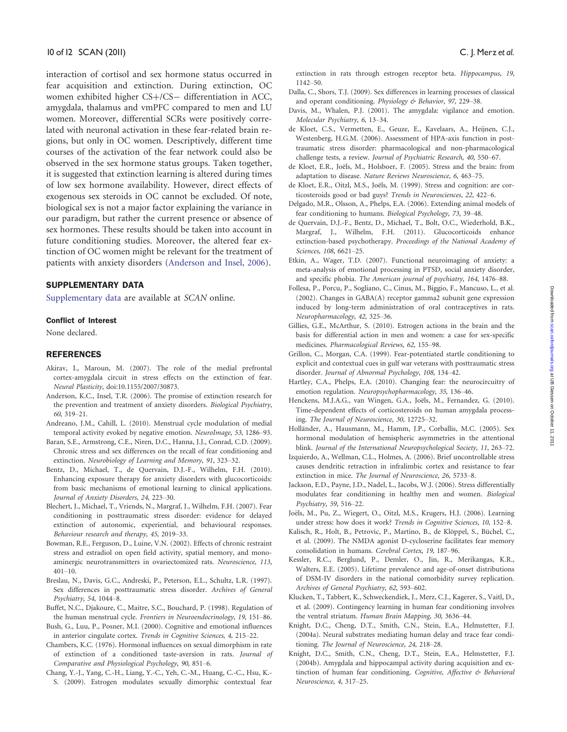interaction of cortisol and sex hormone status occurred in fear acquisition and extinction. During extinction, OC women exhibited higher CS+/CS− differentiation in ACC, amygdala, thalamus and vmPFC compared to men and LU women. Moreover, differential SCRs were positively correlated with neuronal activation in these fear-related brain regions, but only in OC women. Descriptively, different time courses of the activation of the fear network could also be observed in the sex hormone status groups. Taken together, it is suggested that extinction learning is altered during times of low sex hormone availability. However, direct effects of exogenous sex steroids in OC cannot be excluded. Of note, biological sex is not a major factor explaining the variance in our paradigm, but rather the current presence or absence of sex hormones. These results should be taken into account in future conditioning studies. Moreover, the altered fear extinction of OC women might be relevant for the treatment of patients with anxiety disorders (Anderson and Insel, 2006).

## SUPPLEMENTARY DATA

Supplementary data are available at *SCAN* online.

### Conflict of Interest

None declared.

## REFERENCES

Akirav, I., Maroun, M. (2007). The role of the medial prefrontal cortex-amygdala circuit in stress effects on the extinction of fear. *Neural Plasticity*, doi:10.1155/2007/30873.

Anderson, K.C., Insel, T.R. (2006). The promise of extinction research for the prevention and treatment of anxiety disorders. *Biological Psychiatry*, *60*, 319–21.

Andreano, J.M., Cahill, L. (2010). Menstrual cycle modulation of medial temporal activity evoked by negative emotion. *NeuroImage*, *53*, 1286–93.

Baran, S.E., Armstrong, C.E., Niren, D.C., Hanna, J.J., Conrad, C.D. (2009). Chronic stress and sex differences on the recall of fear conditioning and extinction. *Neurobiology of Learning and Memory*, *91*, 323–32.

Bentz, D., Michael, T., de Quervain, D.J.-F., Wilhelm, F.H. (2010). Enhancing exposure therapy for anxiety disorders with glucocorticoids: from basic mechanisms of emotional learning to clinical applications. *Journal of Anxiety Disorders*, *24*, 223–30.

Blechert, J., Michael, T., Vriends, N., Margraf, J., Wilhelm, F.H. (2007). Fear conditioning in posttraumatic stress disorder: evidence for delayed extinction of autonomic, experiential, and behavioural responses. *Behaviour research and therapy*, *45*, 2019–33.

Bowman, R.E., Ferguson, D., Luine, V.N. (2002). Effects of chronic restraint stress and estradiol on open field activity, spatial memory, and monoaminergic neurotransmitters in ovariectomized rats. *Neuroscience*, *113*, 401–10.

Breslau, N., Davis, G.C., Andreski, P., Peterson, E.L., Schultz, L.R. (1997). Sex differences in posttraumatic stress disorder. *Archives of General Psychiatry*, *54*, 1044–8.

Buffet, N.C., Djakoure, C., Maitre, S.C., Bouchard, P. (1998). Regulation of the human menstrual cycle. *Frontiers in Neuroendocrinology*, *19*, 151–86.

Bush, G., Luu, P., Posner, M.I. (2000). Cognitive and emotional influences in anterior cingulate cortex. *Trends in Cognitive Sciences*, *4*, 215–22.

Chambers, K.C. (1976). Hormonal influences on sexual dimorphism in rate of extinction of a conditioned taste-aversion in rats. *Journal of Comparative and Physiological Psychology*, *90*, 851–6.

Chang, Y.-J., Yang, C.-H., Liang, Y.-C., Yeh, C.-M., Huang, C.-C., Hsu, K.-S. (2009). Estrogen modulates sexually dimorphic contextual fear extinction in rats through estrogen receptor beta. *Hippocampus*, *19*, 1142–50.

Dalla, C., Shors, T.J. (2009). Sex differences in learning processes of classical and operant conditioning. *Physiology & Behavior*, *97*, 229–38.

Davis, M., Whalen, P.J. (2001). The amygdala: vigilance and emotion. *Molecular Psychiatry*, *6*, 13–34.

de Kloet, C.S., Vermetten, E., Geuze, E., Kavelaars, A., Heijnen, C.J., Westenberg, H.G.M. (2006). Assessment of HPA-axis function in posttraumatic stress disorder: pharmacological and non-pharmacological challenge tests, a review. *Journal of Psychiatric Research*, *40*, 550–67.

de Kloet, E.R., Joëls, M., Holsboer, F. (2005). Stress and the brain: from adaptation to disease. *Nature Reviews Neuroscience*, *6*, 463–75.

de Kloet, E.R., Oitzl, M.S., Joëls, M. (1999). Stress and cognition: are corticosteroids good or bad guys? *Trends in Neurosciences*, *22*, 422–6.

Delgado, M.R., Olsson, A., Phelps, E.A. (2006). Extending animal models of fear conditioning to humans. *Biological Psychology*, *73*, 39–48.

de Quervain, D.J.-F., Bentz, D., Michael, T., Bolt, O.C., Wiederhold, B.K., Margraf, J., Wilhelm, F.H. (2011). Glucocorticoids enhance extinction-based psychotherapy. *Proceedings of the National Academy of Sciences*, *108*, 6621–25.

Etkin, A., Wager, T.D. (2007). Functional neuroimaging of anxiety: a meta-analysis of emotional processing in PTSD, social anxiety disorder, and specific phobia. *The American journal of psychiatry*, *164*, 1476–88.

Follesa, P., Porcu, P., Sogliano, C., Cinus, M., Biggio, F., Mancuso, L., et al. (2002). Changes in GABA(A) receptor gamma2 subunit gene expression induced by long-term administration of oral contraceptives in rats. *Neuropharmacology*, *42*, 325–36.

Gillies, G.E., McArthur, S. (2010). Estrogen actions in the brain and the basis for differential action in men and women: a case for sex-specific medicines. *Pharmacological Reviews*, *62*, 155–98.

Grillon, C., Morgan, C.A. (1999). Fear-potentiated startle conditioning to explicit and contextual cues in gulf war veterans with posttraumatic stress disorder. *Journal of Abnormal Psychology*, *108*, 134–42.

Hartley, C.A., Phelps, E.A. (2010). Changing fear: the neurocircuitry of emotion regulation. *Neuropsychopharmacology*, *35*, 136–46.

Henckens, M.J.A.G., van Wingen, G.A., Joëls, M., Fernandez, G. (2010). Time-dependent effects of corticosteroids on human amygdala processing. *The Journal of Neuroscience*, *30*, 12725–32.

Holländer, A., Hausmann, M., Hamm, J.P., Corballis, M.C. (2005). Sex hormonal modulation of hemispheric asymmetries in the attentional blink. *Journal of the International Neuropsychological Society*, *11*, 263–72.

Izquierdo, A., Wellman, C.L., Holmes, A. (2006). Brief uncontrollable stress causes dendritic retraction in infralimbic cortex and resistance to fear extinction in mice. *The Journal of Neuroscience*, *26*, 5733–8.

Jackson, E.D., Payne, J.D., Nadel, L., Jacobs, W.J. (2006). Stress differentially modulates fear conditioning in healthy men and women. *Biological Psychiatry*, *59*, 516–22.

Joëls, M., Pu, Z., Wiegert, O., Oitzl, M.S., Krugers, H.J. (2006). Learning under stress: how does it work? *Trends in Cognitive Sciences*, *10*, 152–8.

Kalisch, R., Holt, B., Petrovic, P., Martino, B., de Klöppel, S., Büchel, C., et al. (2009). The NMDA agonist D-cycloserine facilitates fear memory consolidation in humans. *Cerebral Cortex*, *19*, 187–96.

Kessler, R.C., Berglund, P., Demler, O., Jin, R., Merikangas, K.R., Walters, E.E. (2005). Lifetime prevalence and age-of-onset distributions of DSM-IV disorders in the national comorbidity survey replication. *Archives of General Psychiatry*, *62*, 593–602.

Klucken, T., Tabbert, K., Schweckendiek, J., Merz, C.J., Kagerer, S., Vaitl, D., et al. (2009). Contingency learning in human fear conditioning involves the ventral striatum. *Human Brain Mapping*, *30*, 3636–44.

Knight, D.C., Cheng, D.T., Smith, C.N., Stein, E.A., Helmstetter, F.J. (2004a). Neural substrates mediating human delay and trace fear conditioning. *The Journal of Neuroscience*, *24*, 218–28.

Knight, D.C., Smith, C.N., Cheng, D.T., Stein, E.A., Helmstetter, F.J. (2004b). Amygdala and hippocampal activity during acquisition and extinction of human fear conditioning. *Cognitive, Affective & Behavioral Neuroscience*, *4*, 317–25.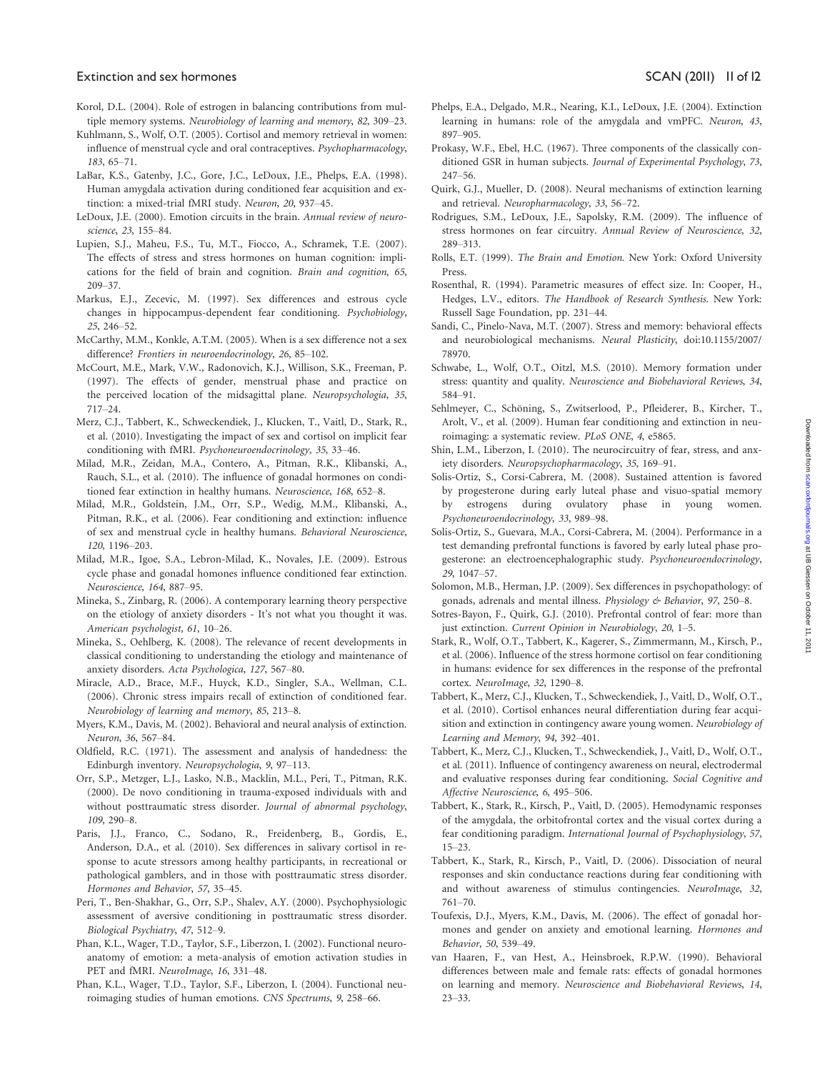Korol, D.L. (2004). Role of estrogen in balancing contributions from multiple memory systems. *Neurobiology of learning and memory*, *82*, 309–23.

Kuhlmann, S., Wolf, O.T. (2005). Cortisol and memory retrieval in women: influence of menstrual cycle and oral contraceptives. *Psychopharmacology*, *183*, 65–71.

LaBar, K.S., Gatenby, J.C., Gore, J.C., LeDoux, J.E., Phelps, E.A. (1998). Human amygdala activation during conditioned fear acquisition and extinction: a mixed-trial fMRI study. *Neuron*, *20*, 937–45.

LeDoux, J.E. (2000). Emotion circuits in the brain. *Annual review of neuroscience*, *23*, 155–84.

Lupien, S.J., Maheu, F.S., Tu, M.T., Fiocco, A., Schramek, T.E. (2007). The effects of stress and stress hormones on human cognition: implications for the field of brain and cognition. *Brain and cognition*, *65*, 209–37.

Markus, E.J., Zecevic, M. (1997). Sex differences and estrous cycle changes in hippocampus-dependent fear conditioning. *Psychobiology*, *25*, 246–52.

McCarthy, M.M., Konkle, A.T.M. (2005). When is a sex difference not a sex difference? *Frontiers in neuroendocrinology*, *26*, 85–102.

McCourt, M.E., Mark, V.W., Radonovich, K.J., Willison, S.K., Freeman, P. (1997). The effects of gender, menstrual phase and practice on the perceived location of the midsagittal plane. *Neuropsychologia*, *35*, 717–24.

Merz, C.J., Tabbert, K., Schweckendiek, J., Klucken, T., Vaitl, D., Stark, R., et al. (2010). Investigating the impact of sex and cortisol on implicit fear conditioning with fMRI. *Psychoneuroendocrinology*, *35*, 33–46.

Milad, M.R., Zeidan, M.A., Contero, A., Pitman, R.K., Klibanski, A., Rauch, S.L., et al. (2010). The influence of gonadal hormones on conditioned fear extinction in healthy humans. *Neuroscience*, *168*, 652–8.

Milad, M.R., Goldstein, J.M., Orr, S.P., Wedig, M.M., Klibanski, A., Pitman, R.K., et al. (2006). Fear conditioning and extinction: influence of sex and menstrual cycle in healthy humans. *Behavioral Neuroscience*, *120*, 1196–203.

Milad, M.R., Igoe, S.A., Lebron-Milad, K., Novales, J.E. (2009). Estrous cycle phase and gonadal homones influence conditioned fear extinction. *Neuroscience*, *164*, 887–95.

Mineka, S., Zinbarg, R. (2006). A contemporary learning theory perspective on the etiology of anxiety disorders - It's not what you thought it was. *American psychologist*, *61*, 10–26.

Mineka, S., Oehlberg, K. (2008). The relevance of recent developments in classical conditioning to understanding the etiology and maintenance of anxiety disorders. *Acta Psychologica*, *127*, 567–80.

Miracle, A.D., Brace, M.F., Huyck, K.D., Singler, S.A., Wellman, C.L. (2006). Chronic stress impairs recall of extinction of conditioned fear. *Neurobiology of learning and memory*, *85*, 213–8.

Myers, K.M., Davis, M. (2002). Behavioral and neural analysis of extinction. *Neuron*, *36*, 567–84.

Oldfield, R.C. (1971). The assessment and analysis of handedness: the Edinburgh inventory. *Neuropsychologia*, *9*, 97–113.

Orr, S.P., Metzger, L.J., Lasko, N.B., Macklin, M.L., Peri, T., Pitman, R.K. (2000). De novo conditioning in trauma-exposed individuals with and without posttraumatic stress disorder. *Journal of abnormal psychology*, *109*, 290–8.

Paris, J.J., Franco, C., Sodano, R., Freidenberg, B., Gordis, E., Anderson, D.A., et al. (2010). Sex differences in salivary cortisol in response to acute stressors among healthy participants, in recreational or pathological gamblers, and in those with posttraumatic stress disorder. *Hormones and Behavior*, *57*, 35–45.

Peri, T., Ben-Shakhar, G., Orr, S.P., Shalev, A.Y. (2000). Psychophysiologic assessment of aversive conditioning in posttraumatic stress disorder. *Biological Psychiatry*, *47*, 512–9.

Phan, K.L., Wager, T.D., Taylor, S.F., Liberzon, I. (2002). Functional neuroanatomy of emotion: a meta-analysis of emotion activation studies in PET and fMRI. *NeuroImage*, *16*, 331–48.

Phan, K.L., Wager, T.D., Taylor, S.F., Liberzon, I. (2004). Functional neuroimaging studies of human emotions. *CNS Spectrums*, *9*, 258–66.

Phelps, E.A., Delgado, M.R., Nearing, K.I., LeDoux, J.E. (2004). Extinction learning in humans: role of the amygdala and vmPFC. *Neuron*, *43*, 897–905.

Prokasy, W.F., Ebel, H.C. (1967). Three components of the classically conditioned GSR in human subjects. *Journal of Experimental Psychology*, *73*, 247–56.

Quirk, G.J., Mueller, D. (2008). Neural mechanisms of extinction learning and retrieval. *Neuropharmacology*, *33*, 56–72.

Rodrigues, S.M., LeDoux, J.E., Sapolsky, R.M. (2009). The influence of stress hormones on fear circuitry. *Annual Review of Neuroscience*, *32*, 289–313.

Rolls, E.T. (1999). *The Brain and Emotion*. New York: Oxford University Press.

Rosenthal, R. (1994). Parametric measures of effect size. In: Cooper, H., Hedges, L.V., editors. *The Handbook of Research Synthesis*. New York: Russell Sage Foundation, pp. 231–44.

Sandi, C., Pinelo-Nava, M.T. (2007). Stress and memory: behavioral effects and neurobiological mechanisms. *Neural Plasticity*, doi:10.1155/2007/78970.

Schwabe, L., Wolf, O.T., Oitzl, M.S. (2010). Memory formation under stress: quantity and quality. *Neuroscience and Biobehavioral Reviews*, *34*, 584–91.

Sehlmeyer, C., Schöning, S., Zwitserlood, P., Pfleiderer, B., Kircher, T., Arolt, V., et al. (2009). Human fear conditioning and extinction in neuroimaging: a systematic review. *PLoS ONE*, *4*, e5865.

Shin, L.M., Liberzon, I. (2010). The neurocircuitry of fear, stress, and anxiety disorders. *Neuropsychopharmacology*, *35*, 169–91.

Solis-Ortiz, S., Corsi-Cabrera, M. (2008). Sustained attention is favored by progesterone during early luteal phase and visuo-spatial memory by estrogens during ovulatory phase in young women. *Psychoneuroendocrinology*, *33*, 989–98.

Solis-Ortiz, S., Guevara, M.A., Corsi-Cabrera, M. (2004). Performance in a test demanding prefrontal functions is favored by early luteal phase progesterone: an electroencephalographic study. *Psychoneuroendocrinology*, *29*, 1047–57.

Solomon, M.B., Herman, J.P. (2009). Sex differences in psychopathology: of gonads, adrenals and mental illness. *Physiology & Behavior*, *97*, 250–8.

Sotres-Bayon, F., Quirk, G.J. (2010). Prefrontal control of fear: more than just extinction. *Current Opinion in Neurobiology*, *20*, 1–5.

Stark, R., Wolf, O.T., Tabbert, K., Kagerer, S., Zimmermann, M., Kirsch, P., et al. (2006). Influence of the stress hormone cortisol on fear conditioning in humans: evidence for sex differences in the response of the prefrontal cortex. *NeuroImage*, *32*, 1290–8.

Tabbert, K., Merz, C.J., Klucken, T., Schweckendiek, J., Vaitl, D., Wolf, O.T., et al. (2010). Cortisol enhances neural differentiation during fear acquisition and extinction in contingency aware young women. *Neurobiology of Learning and Memory*, *94*, 392–401.

Tabbert, K., Merz, C.J., Klucken, T., Schweckendiek, J., Vaitl, D., Wolf, O.T., et al. (2011). Influence of contingency awareness on neural, electrodermal and evaluative responses during fear conditioning. *Social Cognitive and Affective Neuroscience*, *6*, 495–506.

Tabbert, K., Stark, R., Kirsch, P., Vaitl, D. (2005). Hemodynamic responses of the amygdala, the orbitofrontal cortex and the visual cortex during a fear conditioning paradigm. *International Journal of Psychophysiology*, *57*, 15–23.

Tabbert, K., Stark, R., Kirsch, P., Vaitl, D. (2006). Dissociation of neural responses and skin conductance reactions during fear conditioning with and without awareness of stimulus contingencies. *NeuroImage*, *32*, 761–70.

Toufexis, D.J., Myers, K.M., Davis, M. (2006). The effect of gonadal hormones and gender on anxiety and emotional learning. *Hormones and Behavior*, *50*, 539–49.

van Haaren, F., van Hest, A., Heinsbroek, R.P.W. (1990). Behavioral differences between male and female rats: effects of gonadal hormones on learning and memory. *Neuroscience and Biobehavioral Reviews*, *14*, 23–33.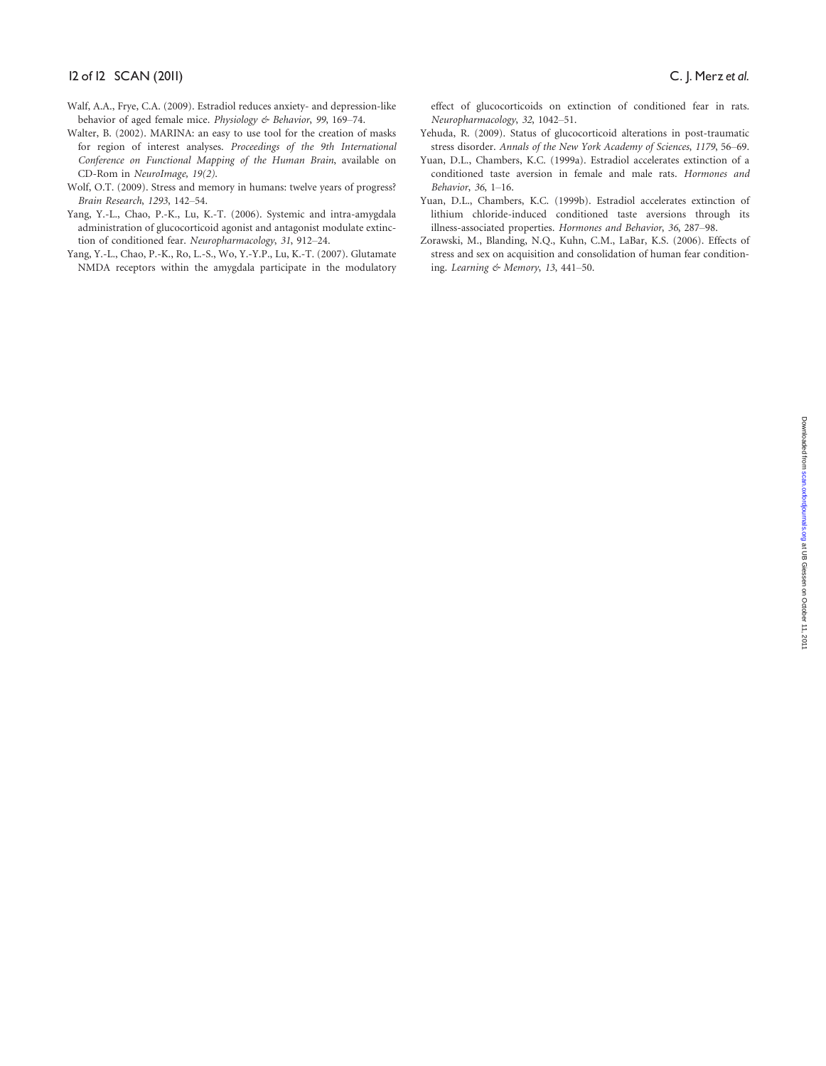Walf, A.A., Frye, C.A. (2009). Estradiol reduces anxiety- and depression-like behavior of aged female mice. *Physiology & Behavior*, *99*, 169–74.

Walter, B. (2002). MARINA: an easy to use tool for the creation of masks for region of interest analyses. *Proceedings of the 9th International Conference on Functional Mapping of the Human Brain*, available on CD-Rom in *NeuroImage*, *19(2)*.

Wolf, O.T. (2009). Stress and memory in humans: twelve years of progress? *Brain Research*, *1293*, 142–54.

Yang, Y.-L., Chao, P.-K., Lu, K.-T. (2006). Systemic and intra-amygdala administration of glucocorticoid agonist and antagonist modulate extinction of conditioned fear. *Neuropharmacology*, *31*, 912–24.

Yang, Y.-L., Chao, P.-K., Ro, L.-S., Wo, Y.-Y.P., Lu, K.-T. (2007). Glutamate NMDA receptors within the amygdala participate in the modulatory effect of glucocorticoids on extinction of conditioned fear in rats. *Neuropharmacology*, *32*, 1042–51.

Yehuda, R. (2009). Status of glucocorticoid alterations in post-traumatic stress disorder. *Annals of the New York Academy of Sciences*, *1179*, 56–69.

Yuan, D.L., Chambers, K.C. (1999a). Estradiol accelerates extinction of a conditioned taste aversion in female and male rats. *Hormones and Behavior*, *36*, 1–16.

Yuan, D.L., Chambers, K.C. (1999b). Estradiol accelerates extinction of lithium chloride-induced conditioned taste aversions through its illness-associated properties. *Hormones and Behavior*, *36*, 287–98.

Zorawski, M., Blanding, N.Q., Kuhn, C.M., LaBar, K.S. (2006). Effects of stress and sex on acquisition and consolidation of human fear conditioning. *Learning & Memory*, *13*, 441–50.